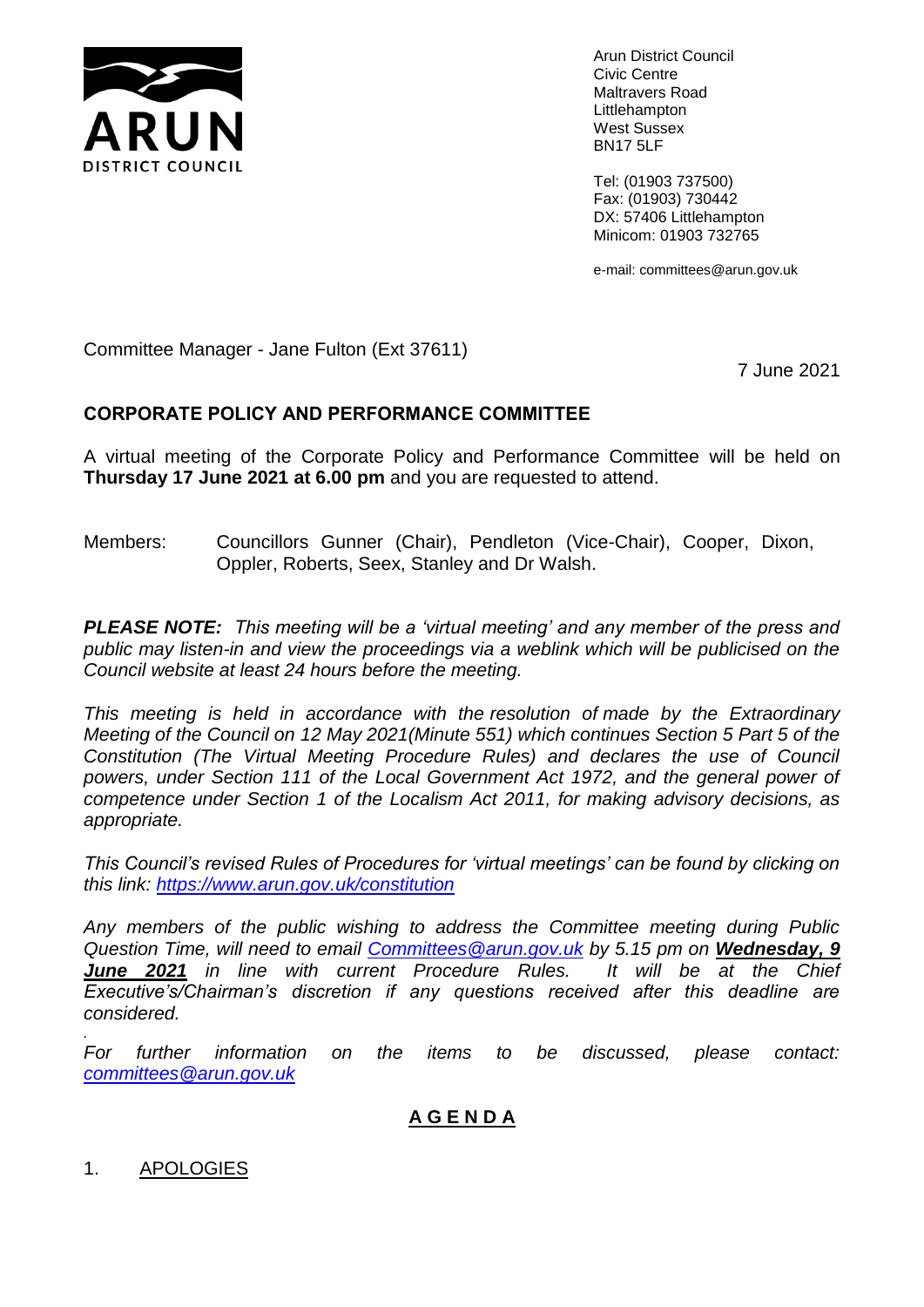ARUN DISTRICT COUNCIL

Arun District Council
Civic Centre
Maltravers Road
Littlehampton
West Sussex
BN17 5LF

Tel: (01903 737500)
Fax: (01903) 730442
DX: 57406 Littlehampton
Minicom: 01903 732765

e-mail: committees@arun.gov.uk

Committee Manager - Jane Fulton (Ext 37611)

7 June 2021

## CORPORATE POLICY AND PERFORMANCE COMMITTEE

A virtual meeting of the Corporate Policy and Performance Committee will be held on **Thursday 17 June 2021 at 6.00 pm** and you are requested to attend.

Members: Councillors Gunner (Chair), Pendleton (Vice-Chair), Cooper, Dixon, Oppler, Roberts, Seex, Stanley and Dr Walsh.

***PLEASE NOTE:*** *This meeting will be a 'virtual meeting' and any member of the press and public may listen-in and view the proceedings via a weblink which will be publicised on the Council website at least 24 hours before the meeting.*

*This meeting is held in accordance with the resolution of made by the Extraordinary Meeting of the Council on 12 May 2021(Minute 551) which continues Section 5 Part 5 of the Constitution (The Virtual Meeting Procedure Rules) and declares the use of Council powers, under Section 111 of the Local Government Act 1972, and the general power of competence under Section 1 of the Localism Act 2011, for making advisory decisions, as appropriate.*

*This Council's revised Rules of Procedures for 'virtual meetings' can be found by clicking on this link: [https://www.arun.gov.uk/constitution](https://www.arun.gov.uk/constitution)*

*Any members of the public wishing to address the Committee meeting during Public Question Time, will need to email [Committees@arun.gov.uk](mailto:Committees@arun.gov.uk) by 5.15 pm on* ***Wednesday, 9 June 2021*** *in line with current Procedure Rules. It will be at the Chief Executive's/Chairman's discretion if any questions received after this deadline are considered.*

*For further information on the items to be discussed, please contact: [committees@arun.gov.uk](mailto:committees@arun.gov.uk)*

## A G E N D A

1. APOLOGIES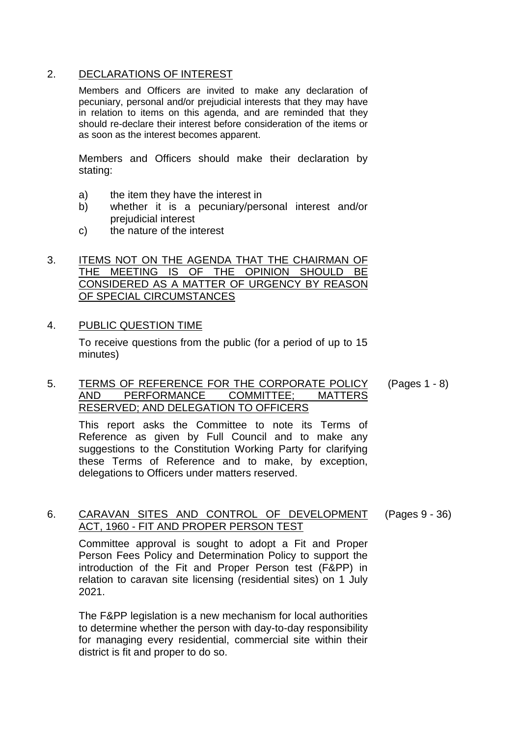2. DECLARATIONS OF INTEREST

Members and Officers are invited to make any declaration of pecuniary, personal and/or prejudicial interests that they may have in relation to items on this agenda, and are reminded that they should re-declare their interest before consideration of the items or as soon as the interest becomes apparent.

Members and Officers should make their declaration by stating:

a) the item they have the interest in
b) whether it is a pecuniary/personal interest and/or prejudicial interest
c) the nature of the interest

3. ITEMS NOT ON THE AGENDA THAT THE CHAIRMAN OF THE MEETING IS OF THE OPINION SHOULD BE CONSIDERED AS A MATTER OF URGENCY BY REASON OF SPECIAL CIRCUMSTANCES

4. PUBLIC QUESTION TIME

To receive questions from the public (for a period of up to 15 minutes)

5. TERMS OF REFERENCE FOR THE CORPORATE POLICY AND PERFORMANCE COMMITTEE; MATTERS RESERVED; AND DELEGATION TO OFFICERS (Pages 1 - 8)

This report asks the Committee to note its Terms of Reference as given by Full Council and to make any suggestions to the Constitution Working Party for clarifying these Terms of Reference and to make, by exception, delegations to Officers under matters reserved.

6. CARAVAN SITES AND CONTROL OF DEVELOPMENT ACT, 1960 - FIT AND PROPER PERSON TEST (Pages 9 - 36)

Committee approval is sought to adopt a Fit and Proper Person Fees Policy and Determination Policy to support the introduction of the Fit and Proper Person test (F&PP) in relation to caravan site licensing (residential sites) on 1 July 2021.

The F&PP legislation is a new mechanism for local authorities to determine whether the person with day-to-day responsibility for managing every residential, commercial site within their district is fit and proper to do so.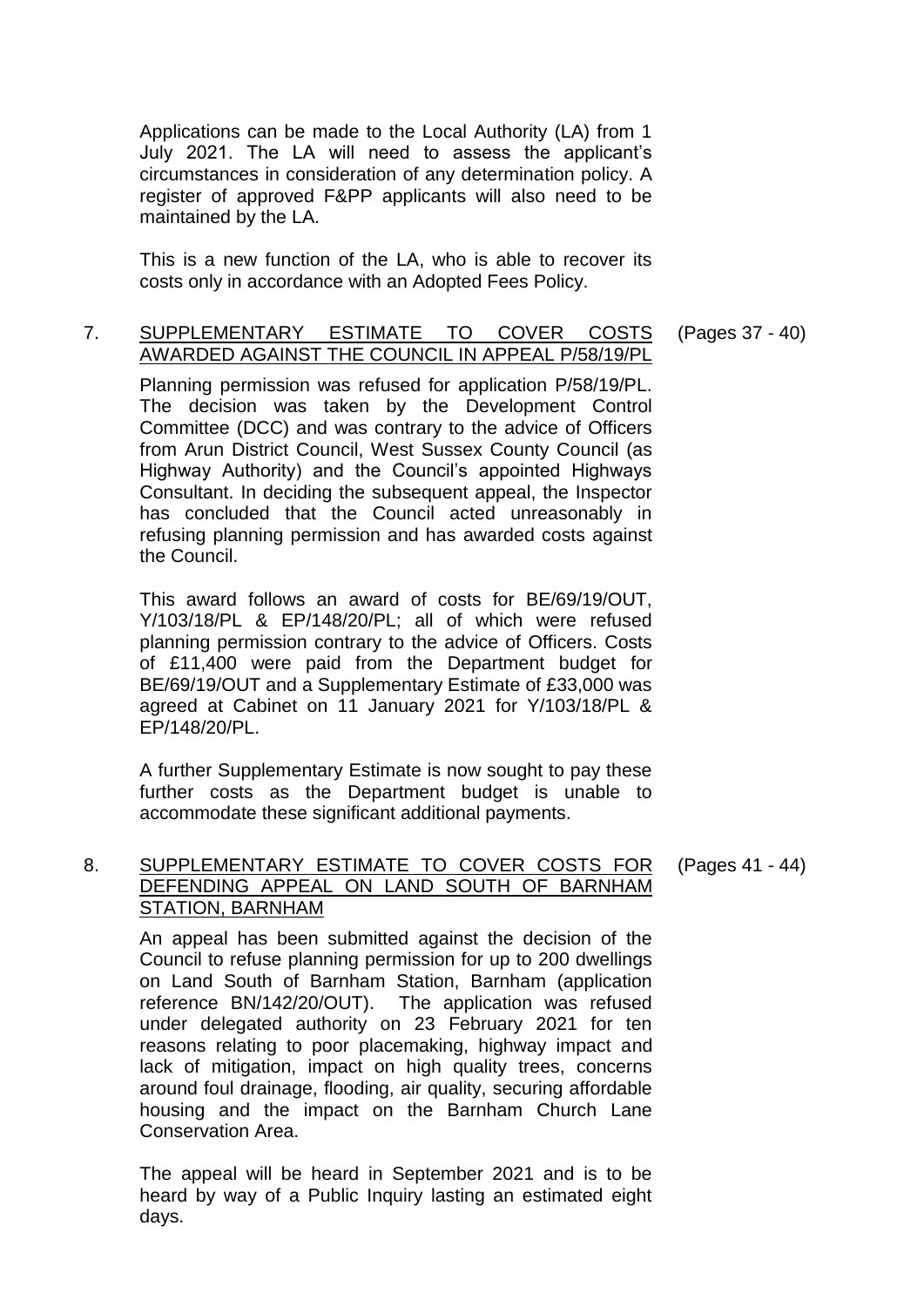Applications can be made to the Local Authority (LA) from 1 July 2021. The LA will need to assess the applicant's circumstances in consideration of any determination policy. A register of approved F&PP applicants will also need to be maintained by the LA.

This is a new function of the LA, who is able to recover its costs only in accordance with an Adopted Fees Policy.

7. <u>SUPPLEMENTARY ESTIMATE TO COVER COSTS AWARDED AGAINST THE COUNCIL IN APPEAL P/58/19/PL</u> (Pages 37 - 40)

Planning permission was refused for application P/58/19/PL. The decision was taken by the Development Control Committee (DCC) and was contrary to the advice of Officers from Arun District Council, West Sussex County Council (as Highway Authority) and the Council's appointed Highways Consultant. In deciding the subsequent appeal, the Inspector has concluded that the Council acted unreasonably in refusing planning permission and has awarded costs against the Council.

This award follows an award of costs for BE/69/19/OUT, Y/103/18/PL & EP/148/20/PL; all of which were refused planning permission contrary to the advice of Officers. Costs of £11,400 were paid from the Department budget for BE/69/19/OUT and a Supplementary Estimate of £33,000 was agreed at Cabinet on 11 January 2021 for Y/103/18/PL & EP/148/20/PL.

A further Supplementary Estimate is now sought to pay these further costs as the Department budget is unable to accommodate these significant additional payments.

8. <u>SUPPLEMENTARY ESTIMATE TO COVER COSTS FOR DEFENDING APPEAL ON LAND SOUTH OF BARNHAM STATION, BARNHAM</u> (Pages 41 - 44)

An appeal has been submitted against the decision of the Council to refuse planning permission for up to 200 dwellings on Land South of Barnham Station, Barnham (application reference BN/142/20/OUT). The application was refused under delegated authority on 23 February 2021 for ten reasons relating to poor placemaking, highway impact and lack of mitigation, impact on high quality trees, concerns around foul drainage, flooding, air quality, securing affordable housing and the impact on the Barnham Church Lane Conservation Area.

The appeal will be heard in September 2021 and is to be heard by way of a Public Inquiry lasting an estimated eight days.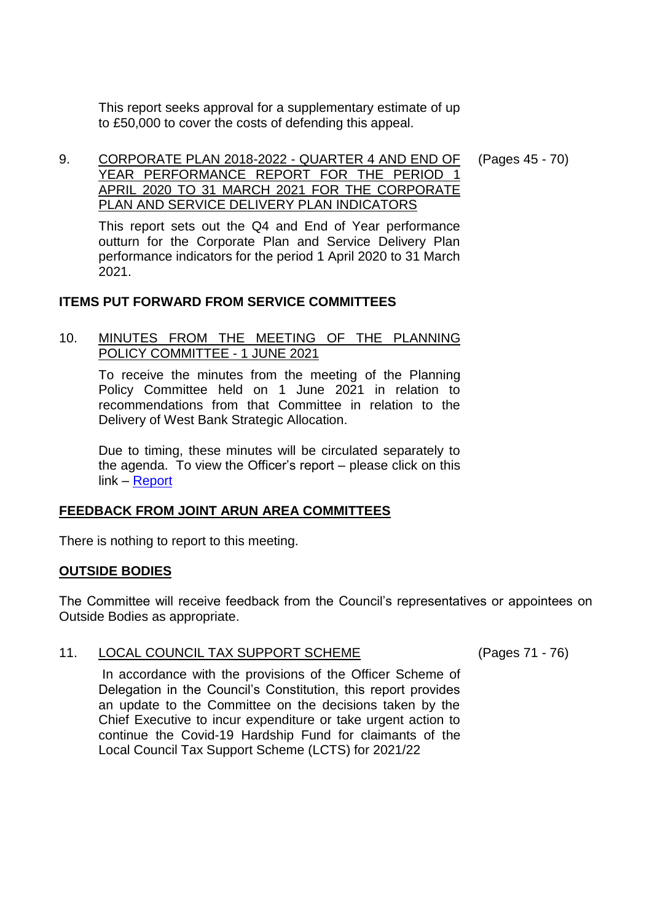This report seeks approval for a supplementary estimate of up to £50,000 to cover the costs of defending this appeal.

9. CORPORATE PLAN 2018-2022 - QUARTER 4 AND END OF YEAR PERFORMANCE REPORT FOR THE PERIOD 1 APRIL 2020 TO 31 MARCH 2021 FOR THE CORPORATE PLAN AND SERVICE DELIVERY PLAN INDICATORS (Pages 45 - 70)

   This report sets out the Q4 and End of Year performance outturn for the Corporate Plan and Service Delivery Plan performance indicators for the period 1 April 2020 to 31 March 2021.

**ITEMS PUT FORWARD FROM SERVICE COMMITTEES**

10. MINUTES FROM THE MEETING OF THE PLANNING POLICY COMMITTEE - 1 JUNE 2021

    To receive the minutes from the meeting of the Planning Policy Committee held on 1 June 2021 in relation to recommendations from that Committee in relation to the Delivery of West Bank Strategic Allocation.

    Due to timing, these minutes will be circulated separately to the agenda. To view the Officer's report – please click on this link – Report

**FEEDBACK FROM JOINT ARUN AREA COMMITTEES**

There is nothing to report to this meeting.

**OUTSIDE BODIES**

The Committee will receive feedback from the Council's representatives or appointees on Outside Bodies as appropriate.

11. LOCAL COUNCIL TAX SUPPORT SCHEME (Pages 71 - 76)

    In accordance with the provisions of the Officer Scheme of Delegation in the Council's Constitution, this report provides an update to the Committee on the decisions taken by the Chief Executive to incur expenditure or take urgent action to continue the Covid-19 Hardship Fund for claimants of the Local Council Tax Support Scheme (LCTS) for 2021/22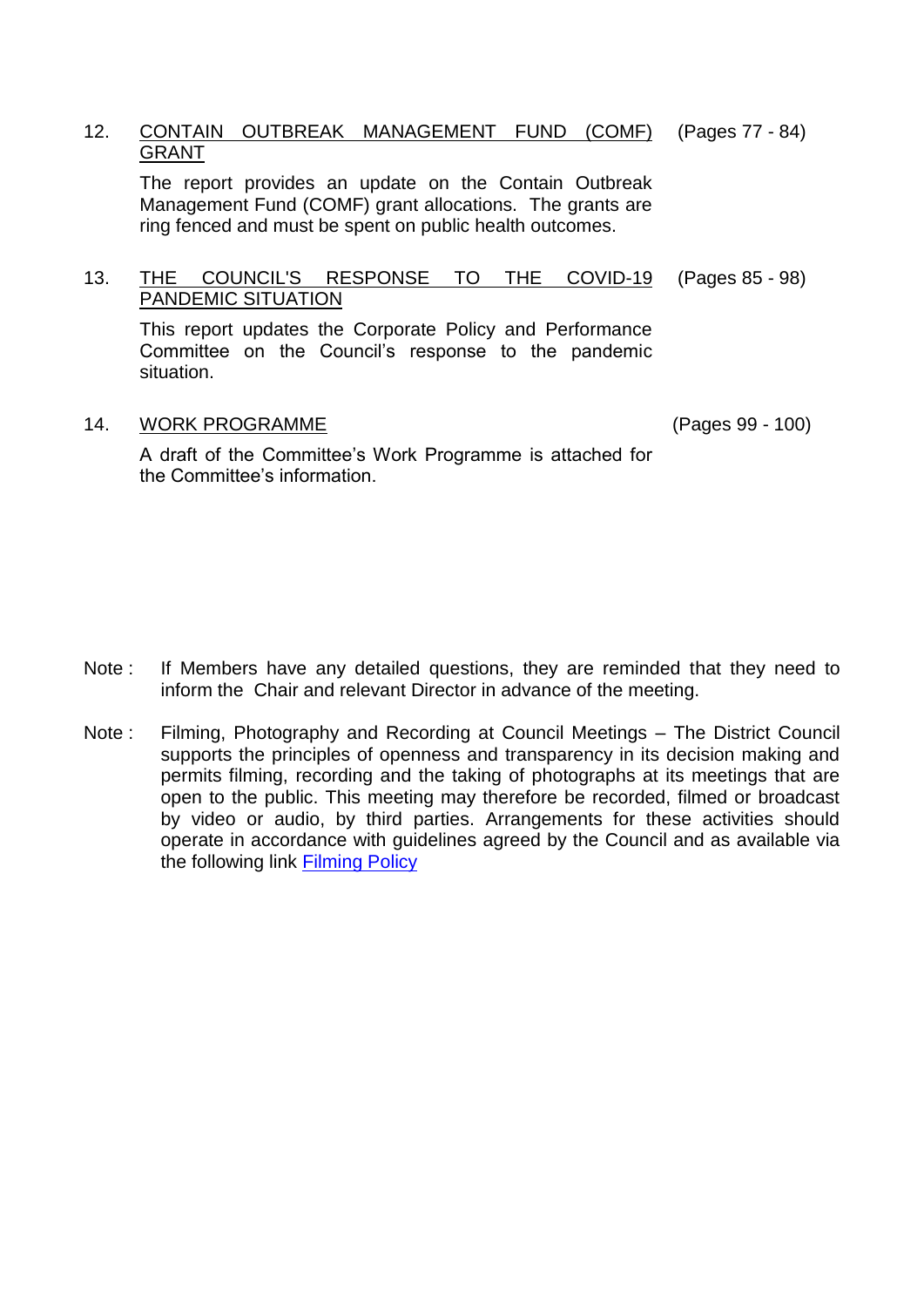12. <u>CONTAIN OUTBREAK MANAGEMENT FUND (COMF) GRANT</u> (Pages 77 - 84)

    The report provides an update on the Contain Outbreak Management Fund (COMF) grant allocations. The grants are ring fenced and must be spent on public health outcomes.

13. <u>THE COUNCIL'S RESPONSE TO THE COVID-19 PANDEMIC SITUATION</u> (Pages 85 - 98)

    This report updates the Corporate Policy and Performance Committee on the Council's response to the pandemic situation.

14. <u>WORK PROGRAMME</u> (Pages 99 - 100)

    A draft of the Committee's Work Programme is attached for the Committee's information.

Note : If Members have any detailed questions, they are reminded that they need to inform the Chair and relevant Director in advance of the meeting.

Note : Filming, Photography and Recording at Council Meetings – The District Council supports the principles of openness and transparency in its decision making and permits filming, recording and the taking of photographs at its meetings that are open to the public. This meeting may therefore be recorded, filmed or broadcast by video or audio, by third parties. Arrangements for these activities should operate in accordance with guidelines agreed by the Council and as available via the following link Filming Policy